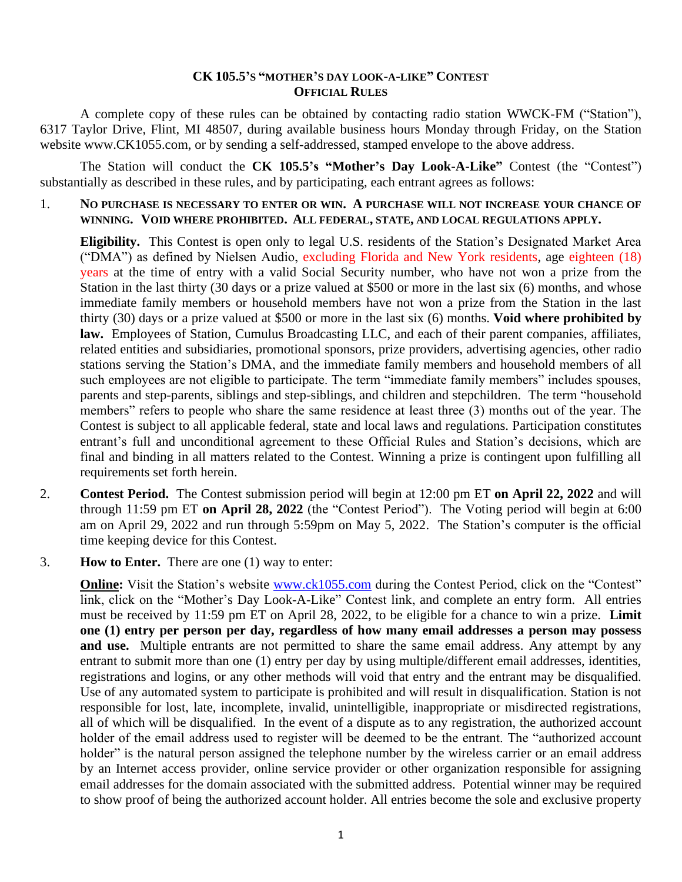# CK 105.5's "Mother's Day Look-A-Like" Contest
## Official Rules

A complete copy of these rules can be obtained by contacting radio station WWCK-FM ("Station"), 6317 Taylor Drive, Flint, MI 48507, during available business hours Monday through Friday, on the Station website www.CK1055.com, or by sending a self-addressed, stamped envelope to the above address.

The Station will conduct the **CK 105.5's "Mother's Day Look-A-Like"** Contest (the "Contest") substantially as described in these rules, and by participating, each entrant agrees as follows:

1. **No purchase is necessary to enter or win. A purchase will not increase your chance of winning. Void where prohibited. All federal, state, and local regulations apply.**

   **Eligibility.** This Contest is open only to legal U.S. residents of the Station's Designated Market Area ("DMA") as defined by Nielsen Audio, excluding Florida and New York residents, age eighteen (18) years at the time of entry with a valid Social Security number, who have not won a prize from the Station in the last thirty (30 days or a prize valued at $500 or more in the last six (6) months, and whose immediate family members or household members have not won a prize from the Station in the last thirty (30) days or a prize valued at $500 or more in the last six (6) months. **Void where prohibited by law.** Employees of Station, Cumulus Broadcasting LLC, and each of their parent companies, affiliates, related entities and subsidiaries, promotional sponsors, prize providers, advertising agencies, other radio stations serving the Station's DMA, and the immediate family members and household members of all such employees are not eligible to participate. The term "immediate family members" includes spouses, parents and step-parents, siblings and step-siblings, and children and stepchildren. The term "household members" refers to people who share the same residence at least three (3) months out of the year. The Contest is subject to all applicable federal, state and local laws and regulations. Participation constitutes entrant's full and unconditional agreement to these Official Rules and Station's decisions, which are final and binding in all matters related to the Contest. Winning a prize is contingent upon fulfilling all requirements set forth herein.

2. **Contest Period.** The Contest submission period will begin at 12:00 pm ET **on April 22, 2022** and will through 11:59 pm ET **on April 28, 2022** (the "Contest Period"). The Voting period will begin at 6:00 am on April 29, 2022 and run through 5:59pm on May 5, 2022. The Station's computer is the official time keeping device for this Contest.

3. **How to Enter.** There are one (1) way to enter:

   **Online:** Visit the Station's website www.ck1055.com during the Contest Period, click on the "Contest" link, click on the "Mother's Day Look-A-Like" Contest link, and complete an entry form. All entries must be received by 11:59 pm ET on April 28, 2022, to be eligible for a chance to win a prize. **Limit one (1) entry per person per day, regardless of how many email addresses a person may possess and use.** Multiple entrants are not permitted to share the same email address. Any attempt by any entrant to submit more than one (1) entry per day by using multiple/different email addresses, identities, registrations and logins, or any other methods will void that entry and the entrant may be disqualified. Use of any automated system to participate is prohibited and will result in disqualification. Station is not responsible for lost, late, incomplete, invalid, unintelligible, inappropriate or misdirected registrations, all of which will be disqualified. In the event of a dispute as to any registration, the authorized account holder of the email address used to register will be deemed to be the entrant. The "authorized account holder" is the natural person assigned the telephone number by the wireless carrier or an email address by an Internet access provider, online service provider or other organization responsible for assigning email addresses for the domain associated with the submitted address. Potential winner may be required to show proof of being the authorized account holder. All entries become the sole and exclusive property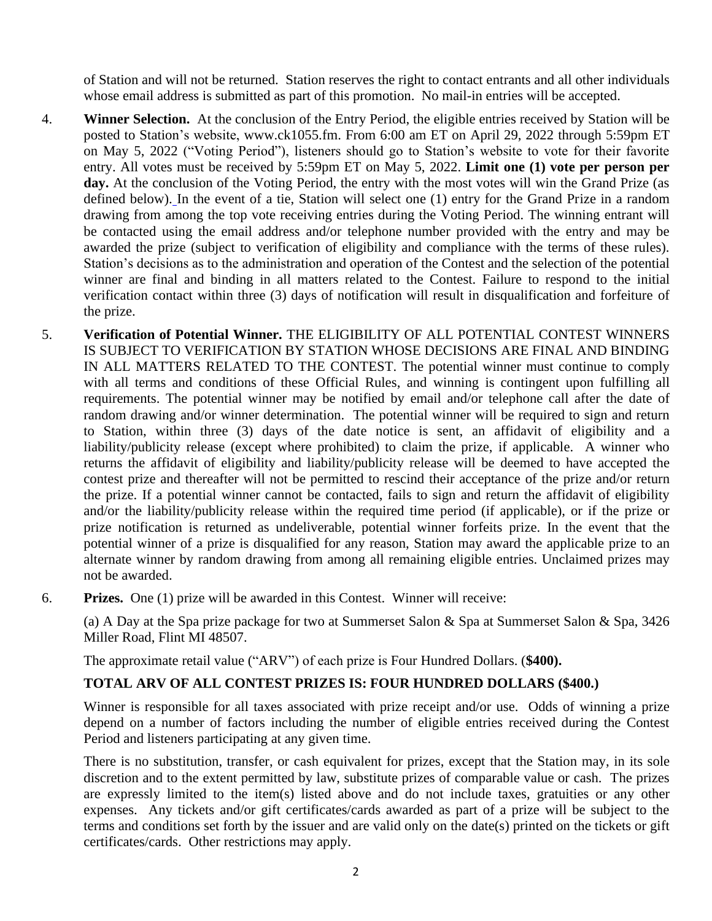of Station and will not be returned. Station reserves the right to contact entrants and all other individuals whose email address is submitted as part of this promotion. No mail-in entries will be accepted.

4. **Winner Selection.** At the conclusion of the Entry Period, the eligible entries received by Station will be posted to Station's website, www.ck1055.fm. From 6:00 am ET on April 29, 2022 through 5:59pm ET on May 5, 2022 ("Voting Period"), listeners should go to Station's website to vote for their favorite entry. All votes must be received by 5:59pm ET on May 5, 2022. **Limit one (1) vote per person per day.** At the conclusion of the Voting Period, the entry with the most votes will win the Grand Prize (as defined below). In the event of a tie, Station will select one (1) entry for the Grand Prize in a random drawing from among the top vote receiving entries during the Voting Period. The winning entrant will be contacted using the email address and/or telephone number provided with the entry and may be awarded the prize (subject to verification of eligibility and compliance with the terms of these rules). Station's decisions as to the administration and operation of the Contest and the selection of the potential winner are final and binding in all matters related to the Contest. Failure to respond to the initial verification contact within three (3) days of notification will result in disqualification and forfeiture of the prize.

5. **Verification of Potential Winner.** THE ELIGIBILITY OF ALL POTENTIAL CONTEST WINNERS IS SUBJECT TO VERIFICATION BY STATION WHOSE DECISIONS ARE FINAL AND BINDING IN ALL MATTERS RELATED TO THE CONTEST. The potential winner must continue to comply with all terms and conditions of these Official Rules, and winning is contingent upon fulfilling all requirements. The potential winner may be notified by email and/or telephone call after the date of random drawing and/or winner determination. The potential winner will be required to sign and return to Station, within three (3) days of the date notice is sent, an affidavit of eligibility and a liability/publicity release (except where prohibited) to claim the prize, if applicable. A winner who returns the affidavit of eligibility and liability/publicity release will be deemed to have accepted the contest prize and thereafter will not be permitted to rescind their acceptance of the prize and/or return the prize. If a potential winner cannot be contacted, fails to sign and return the affidavit of eligibility and/or the liability/publicity release within the required time period (if applicable), or if the prize or prize notification is returned as undeliverable, potential winner forfeits prize. In the event that the potential winner of a prize is disqualified for any reason, Station may award the applicable prize to an alternate winner by random drawing from among all remaining eligible entries. Unclaimed prizes may not be awarded.

6. **Prizes.** One (1) prize will be awarded in this Contest. Winner will receive:

   (a) A Day at the Spa prize package for two at Summerset Salon & Spa at Summerset Salon & Spa, 3426 Miller Road, Flint MI 48507.

   The approximate retail value ("ARV") of each prize is Four Hundred Dollars. (**$400).**

   **TOTAL ARV OF ALL CONTEST PRIZES IS: FOUR HUNDRED DOLLARS ($400.)**

   Winner is responsible for all taxes associated with prize receipt and/or use. Odds of winning a prize depend on a number of factors including the number of eligible entries received during the Contest Period and listeners participating at any given time.

   There is no substitution, transfer, or cash equivalent for prizes, except that the Station may, in its sole discretion and to the extent permitted by law, substitute prizes of comparable value or cash. The prizes are expressly limited to the item(s) listed above and do not include taxes, gratuities or any other expenses. Any tickets and/or gift certificates/cards awarded as part of a prize will be subject to the terms and conditions set forth by the issuer and are valid only on the date(s) printed on the tickets or gift certificates/cards. Other restrictions may apply.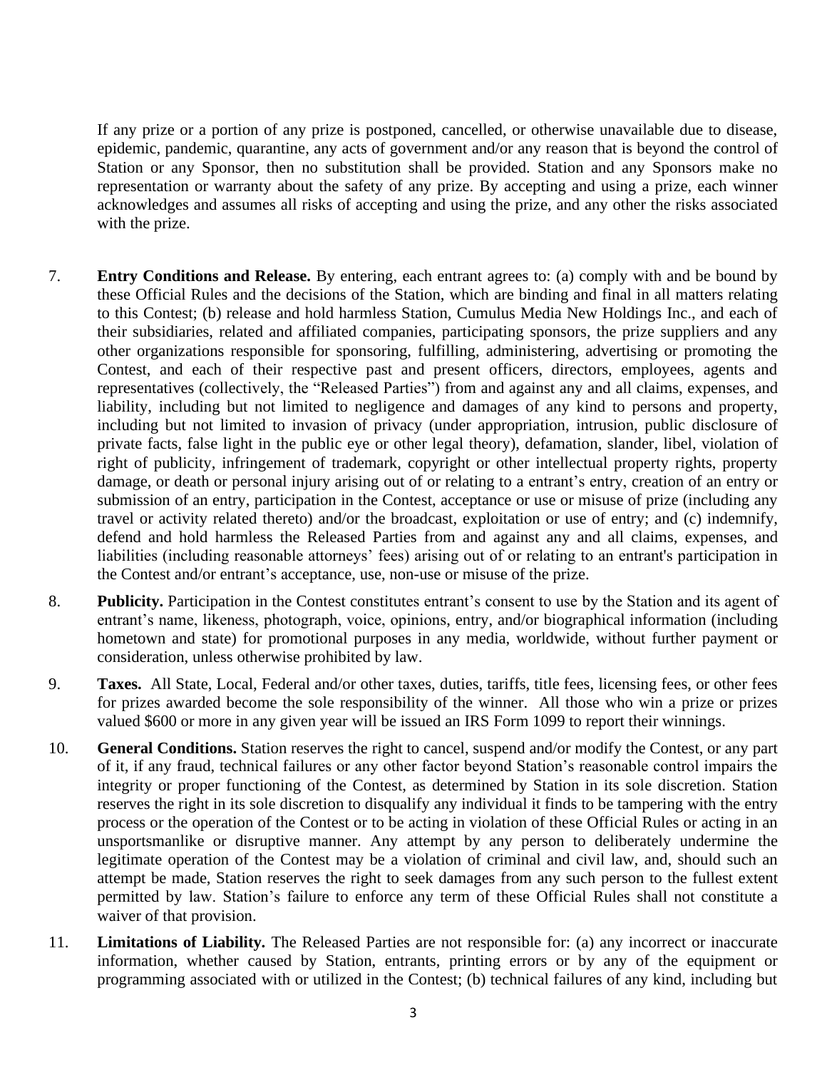If any prize or a portion of any prize is postponed, cancelled, or otherwise unavailable due to disease, epidemic, pandemic, quarantine, any acts of government and/or any reason that is beyond the control of Station or any Sponsor, then no substitution shall be provided. Station and any Sponsors make no representation or warranty about the safety of any prize. By accepting and using a prize, each winner acknowledges and assumes all risks of accepting and using the prize, and any other the risks associated with the prize.

7. **Entry Conditions and Release.** By entering, each entrant agrees to: (a) comply with and be bound by these Official Rules and the decisions of the Station, which are binding and final in all matters relating to this Contest; (b) release and hold harmless Station, Cumulus Media New Holdings Inc., and each of their subsidiaries, related and affiliated companies, participating sponsors, the prize suppliers and any other organizations responsible for sponsoring, fulfilling, administering, advertising or promoting the Contest, and each of their respective past and present officers, directors, employees, agents and representatives (collectively, the "Released Parties") from and against any and all claims, expenses, and liability, including but not limited to negligence and damages of any kind to persons and property, including but not limited to invasion of privacy (under appropriation, intrusion, public disclosure of private facts, false light in the public eye or other legal theory), defamation, slander, libel, violation of right of publicity, infringement of trademark, copyright or other intellectual property rights, property damage, or death or personal injury arising out of or relating to a entrant's entry, creation of an entry or submission of an entry, participation in the Contest, acceptance or use or misuse of prize (including any travel or activity related thereto) and/or the broadcast, exploitation or use of entry; and (c) indemnify, defend and hold harmless the Released Parties from and against any and all claims, expenses, and liabilities (including reasonable attorneys' fees) arising out of or relating to an entrant's participation in the Contest and/or entrant's acceptance, use, non-use or misuse of the prize.

8. **Publicity.** Participation in the Contest constitutes entrant's consent to use by the Station and its agent of entrant's name, likeness, photograph, voice, opinions, entry, and/or biographical information (including hometown and state) for promotional purposes in any media, worldwide, without further payment or consideration, unless otherwise prohibited by law.

9. **Taxes.** All State, Local, Federal and/or other taxes, duties, tariffs, title fees, licensing fees, or other fees for prizes awarded become the sole responsibility of the winner. All those who win a prize or prizes valued $600 or more in any given year will be issued an IRS Form 1099 to report their winnings.

10. **General Conditions.** Station reserves the right to cancel, suspend and/or modify the Contest, or any part of it, if any fraud, technical failures or any other factor beyond Station's reasonable control impairs the integrity or proper functioning of the Contest, as determined by Station in its sole discretion. Station reserves the right in its sole discretion to disqualify any individual it finds to be tampering with the entry process or the operation of the Contest or to be acting in violation of these Official Rules or acting in an unsportsmanlike or disruptive manner. Any attempt by any person to deliberately undermine the legitimate operation of the Contest may be a violation of criminal and civil law, and, should such an attempt be made, Station reserves the right to seek damages from any such person to the fullest extent permitted by law. Station's failure to enforce any term of these Official Rules shall not constitute a waiver of that provision.

11. **Limitations of Liability.** The Released Parties are not responsible for: (a) any incorrect or inaccurate information, whether caused by Station, entrants, printing errors or by any of the equipment or programming associated with or utilized in the Contest; (b) technical failures of any kind, including but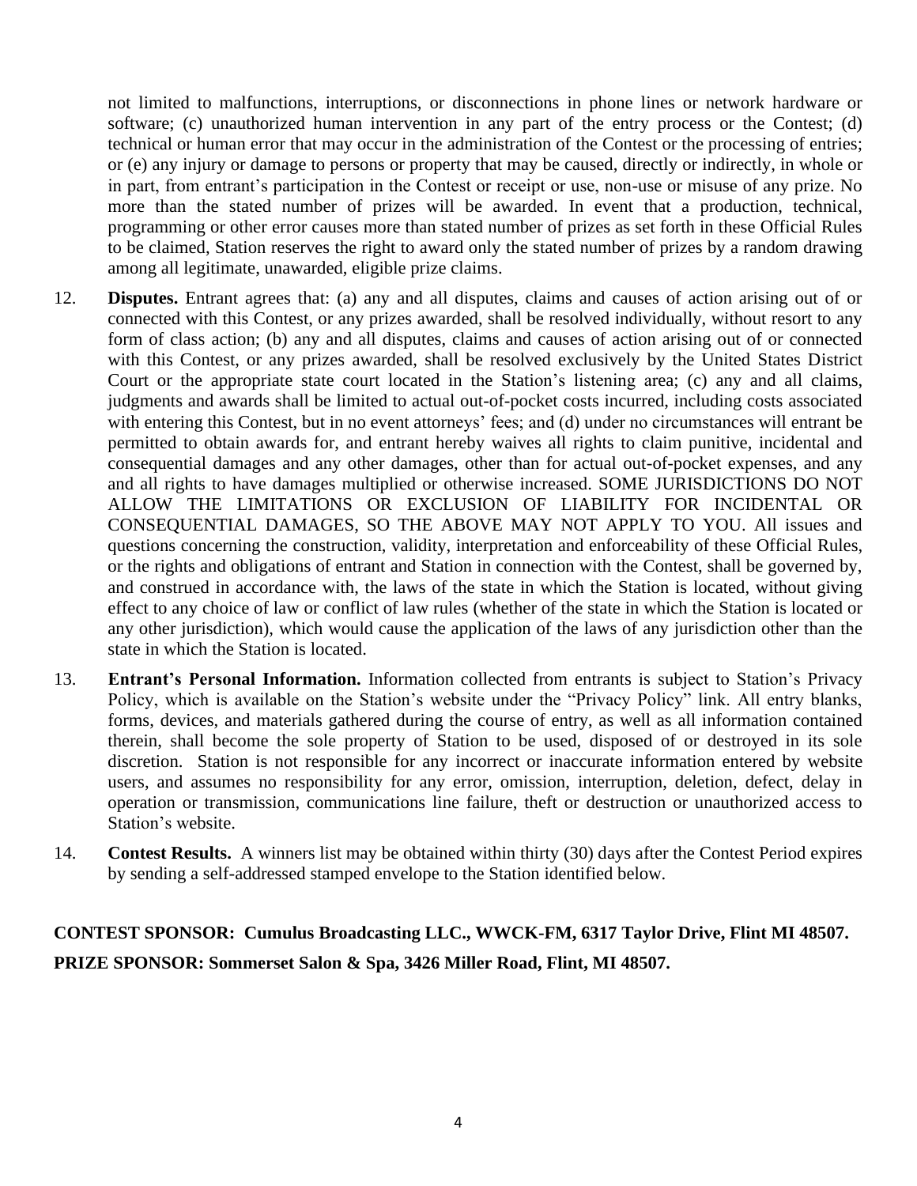not limited to malfunctions, interruptions, or disconnections in phone lines or network hardware or software; (c) unauthorized human intervention in any part of the entry process or the Contest; (d) technical or human error that may occur in the administration of the Contest or the processing of entries; or (e) any injury or damage to persons or property that may be caused, directly or indirectly, in whole or in part, from entrant's participation in the Contest or receipt or use, non-use or misuse of any prize. No more than the stated number of prizes will be awarded. In event that a production, technical, programming or other error causes more than stated number of prizes as set forth in these Official Rules to be claimed, Station reserves the right to award only the stated number of prizes by a random drawing among all legitimate, unawarded, eligible prize claims.

12. **Disputes.** Entrant agrees that: (a) any and all disputes, claims and causes of action arising out of or connected with this Contest, or any prizes awarded, shall be resolved individually, without resort to any form of class action; (b) any and all disputes, claims and causes of action arising out of or connected with this Contest, or any prizes awarded, shall be resolved exclusively by the United States District Court or the appropriate state court located in the Station's listening area; (c) any and all claims, judgments and awards shall be limited to actual out-of-pocket costs incurred, including costs associated with entering this Contest, but in no event attorneys' fees; and (d) under no circumstances will entrant be permitted to obtain awards for, and entrant hereby waives all rights to claim punitive, incidental and consequential damages and any other damages, other than for actual out-of-pocket expenses, and any and all rights to have damages multiplied or otherwise increased. SOME JURISDICTIONS DO NOT ALLOW THE LIMITATIONS OR EXCLUSION OF LIABILITY FOR INCIDENTAL OR CONSEQUENTIAL DAMAGES, SO THE ABOVE MAY NOT APPLY TO YOU. All issues and questions concerning the construction, validity, interpretation and enforceability of these Official Rules, or the rights and obligations of entrant and Station in connection with the Contest, shall be governed by, and construed in accordance with, the laws of the state in which the Station is located, without giving effect to any choice of law or conflict of law rules (whether of the state in which the Station is located or any other jurisdiction), which would cause the application of the laws of any jurisdiction other than the state in which the Station is located.

13. **Entrant's Personal Information.** Information collected from entrants is subject to Station's Privacy Policy, which is available on the Station's website under the "Privacy Policy" link. All entry blanks, forms, devices, and materials gathered during the course of entry, as well as all information contained therein, shall become the sole property of Station to be used, disposed of or destroyed in its sole discretion. Station is not responsible for any incorrect or inaccurate information entered by website users, and assumes no responsibility for any error, omission, interruption, deletion, defect, delay in operation or transmission, communications line failure, theft or destruction or unauthorized access to Station's website.

14. **Contest Results.** A winners list may be obtained within thirty (30) days after the Contest Period expires by sending a self-addressed stamped envelope to the Station identified below.

**CONTEST SPONSOR: Cumulus Broadcasting LLC., WWCK-FM, 6317 Taylor Drive, Flint MI 48507.**

**PRIZE SPONSOR: Sommerset Salon & Spa, 3426 Miller Road, Flint, MI 48507.**